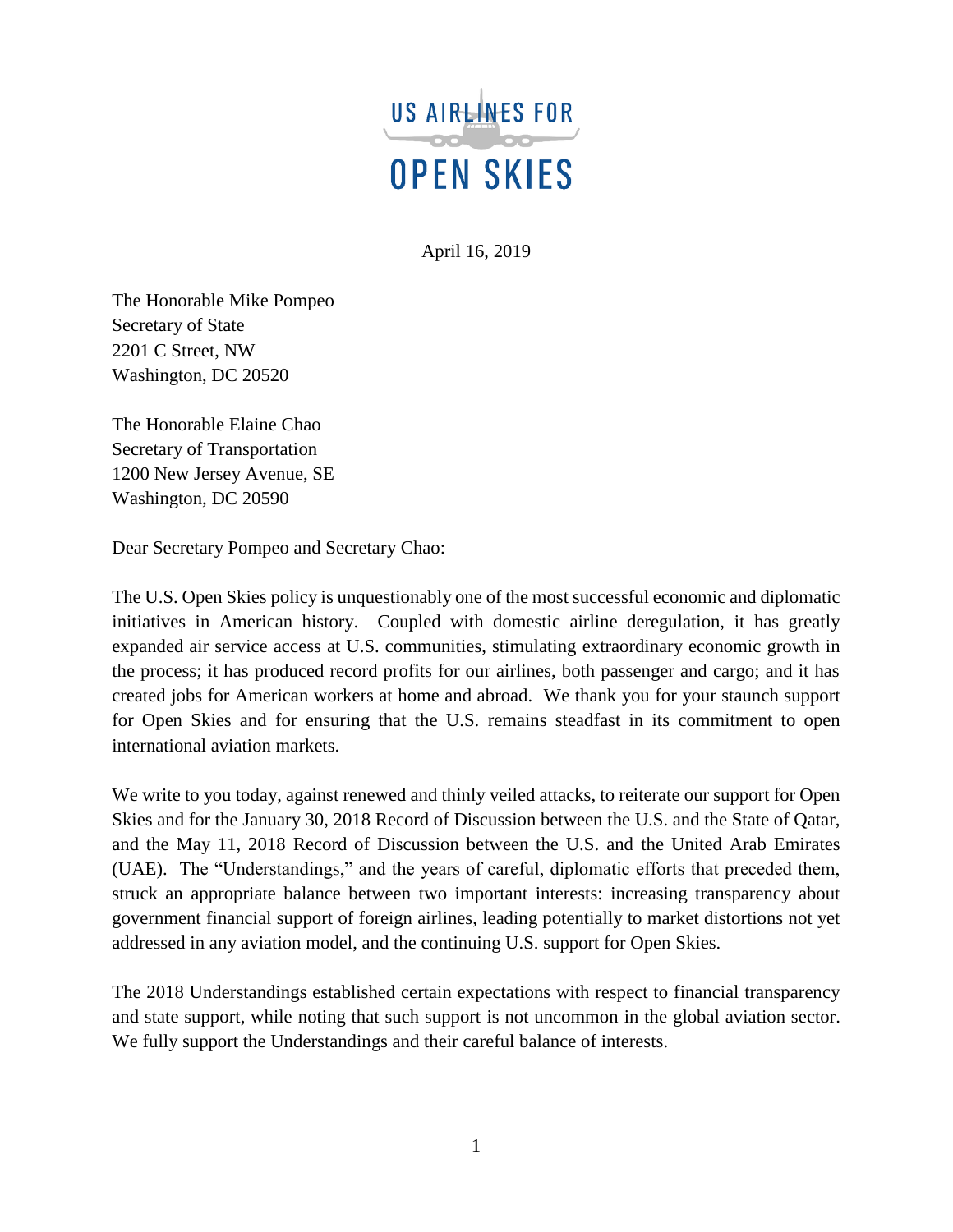US AIRLINES FOR OPEN SKIES

April 16, 2019

The Honorable Mike Pompeo
Secretary of State
2201 C Street, NW
Washington, DC 20520

The Honorable Elaine Chao
Secretary of Transportation
1200 New Jersey Avenue, SE
Washington, DC 20590

Dear Secretary Pompeo and Secretary Chao:

The U.S. Open Skies policy is unquestionably one of the most successful economic and diplomatic initiatives in American history. Coupled with domestic airline deregulation, it has greatly expanded air service access at U.S. communities, stimulating extraordinary economic growth in the process; it has produced record profits for our airlines, both passenger and cargo; and it has created jobs for American workers at home and abroad. We thank you for your staunch support for Open Skies and for ensuring that the U.S. remains steadfast in its commitment to open international aviation markets.

We write to you today, against renewed and thinly veiled attacks, to reiterate our support for Open Skies and for the January 30, 2018 Record of Discussion between the U.S. and the State of Qatar, and the May 11, 2018 Record of Discussion between the U.S. and the United Arab Emirates (UAE). The "Understandings," and the years of careful, diplomatic efforts that preceded them, struck an appropriate balance between two important interests: increasing transparency about government financial support of foreign airlines, leading potentially to market distortions not yet addressed in any aviation model, and the continuing U.S. support for Open Skies.

The 2018 Understandings established certain expectations with respect to financial transparency and state support, while noting that such support is not uncommon in the global aviation sector. We fully support the Understandings and their careful balance of interests.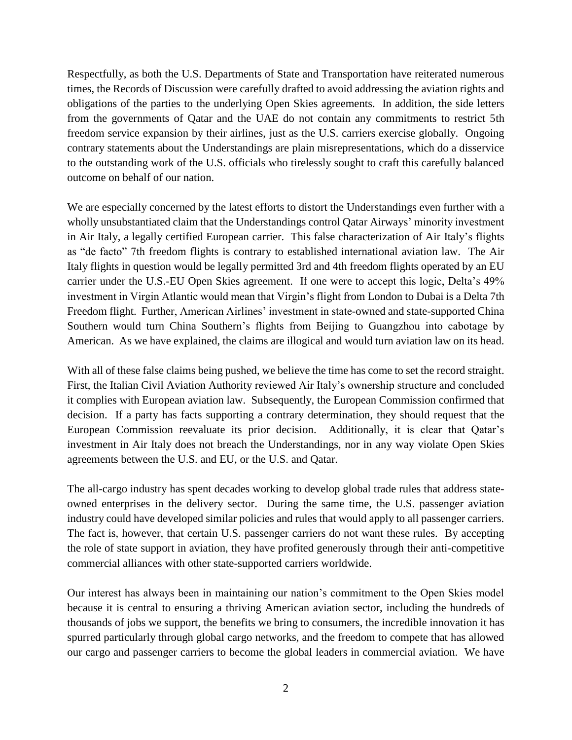Respectfully, as both the U.S. Departments of State and Transportation have reiterated numerous times, the Records of Discussion were carefully drafted to avoid addressing the aviation rights and obligations of the parties to the underlying Open Skies agreements. In addition, the side letters from the governments of Qatar and the UAE do not contain any commitments to restrict 5th freedom service expansion by their airlines, just as the U.S. carriers exercise globally. Ongoing contrary statements about the Understandings are plain misrepresentations, which do a disservice to the outstanding work of the U.S. officials who tirelessly sought to craft this carefully balanced outcome on behalf of our nation.

We are especially concerned by the latest efforts to distort the Understandings even further with a wholly unsubstantiated claim that the Understandings control Qatar Airways' minority investment in Air Italy, a legally certified European carrier. This false characterization of Air Italy's flights as "de facto" 7th freedom flights is contrary to established international aviation law. The Air Italy flights in question would be legally permitted 3rd and 4th freedom flights operated by an EU carrier under the U.S.-EU Open Skies agreement. If one were to accept this logic, Delta's 49% investment in Virgin Atlantic would mean that Virgin's flight from London to Dubai is a Delta 7th Freedom flight. Further, American Airlines' investment in state-owned and state-supported China Southern would turn China Southern's flights from Beijing to Guangzhou into cabotage by American. As we have explained, the claims are illogical and would turn aviation law on its head.

With all of these false claims being pushed, we believe the time has come to set the record straight. First, the Italian Civil Aviation Authority reviewed Air Italy's ownership structure and concluded it complies with European aviation law. Subsequently, the European Commission confirmed that decision. If a party has facts supporting a contrary determination, they should request that the European Commission reevaluate its prior decision. Additionally, it is clear that Qatar's investment in Air Italy does not breach the Understandings, nor in any way violate Open Skies agreements between the U.S. and EU, or the U.S. and Qatar.

The all-cargo industry has spent decades working to develop global trade rules that address state-owned enterprises in the delivery sector. During the same time, the U.S. passenger aviation industry could have developed similar policies and rules that would apply to all passenger carriers. The fact is, however, that certain U.S. passenger carriers do not want these rules. By accepting the role of state support in aviation, they have profited generously through their anti-competitive commercial alliances with other state-supported carriers worldwide.

Our interest has always been in maintaining our nation's commitment to the Open Skies model because it is central to ensuring a thriving American aviation sector, including the hundreds of thousands of jobs we support, the benefits we bring to consumers, the incredible innovation it has spurred particularly through global cargo networks, and the freedom to compete that has allowed our cargo and passenger carriers to become the global leaders in commercial aviation. We have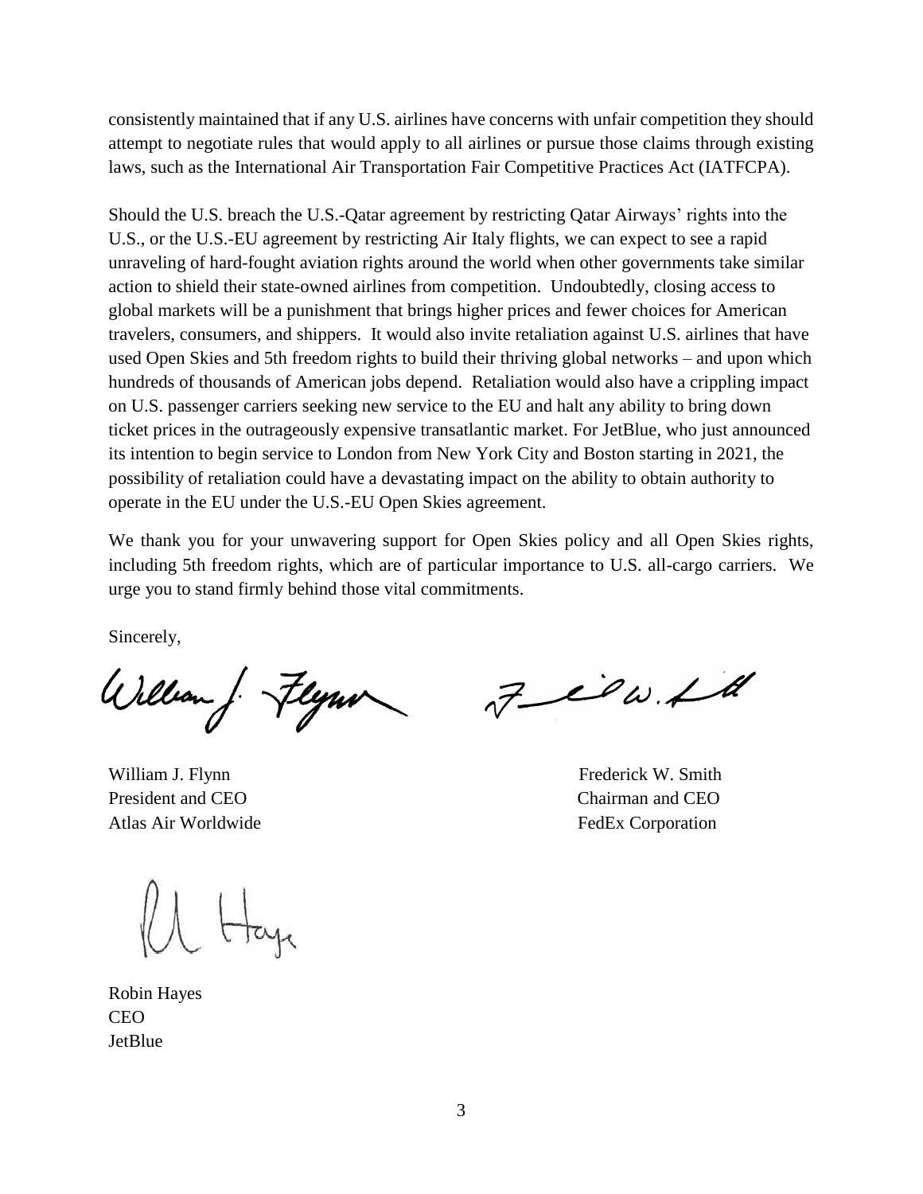consistently maintained that if any U.S. airlines have concerns with unfair competition they should attempt to negotiate rules that would apply to all airlines or pursue those claims through existing laws, such as the International Air Transportation Fair Competitive Practices Act (IATFCPA).

Should the U.S. breach the U.S.-Qatar agreement by restricting Qatar Airways' rights into the U.S., or the U.S.-EU agreement by restricting Air Italy flights, we can expect to see a rapid unraveling of hard-fought aviation rights around the world when other governments take similar action to shield their state-owned airlines from competition. Undoubtedly, closing access to global markets will be a punishment that brings higher prices and fewer choices for American travelers, consumers, and shippers. It would also invite retaliation against U.S. airlines that have used Open Skies and 5th freedom rights to build their thriving global networks – and upon which hundreds of thousands of American jobs depend. Retaliation would also have a crippling impact on U.S. passenger carriers seeking new service to the EU and halt any ability to bring down ticket prices in the outrageously expensive transatlantic market. For JetBlue, who just announced its intention to begin service to London from New York City and Boston starting in 2021, the possibility of retaliation could have a devastating impact on the ability to obtain authority to operate in the EU under the U.S.-EU Open Skies agreement.

We thank you for your unwavering support for Open Skies policy and all Open Skies rights, including 5th freedom rights, which are of particular importance to U.S. all-cargo carriers. We urge you to stand firmly behind those vital commitments.

Sincerely,

William J. Flynn
President and CEO
Atlas Air Worldwide

Frederick W. Smith
Chairman and CEO
FedEx Corporation

Robin Hayes
CEO
JetBlue